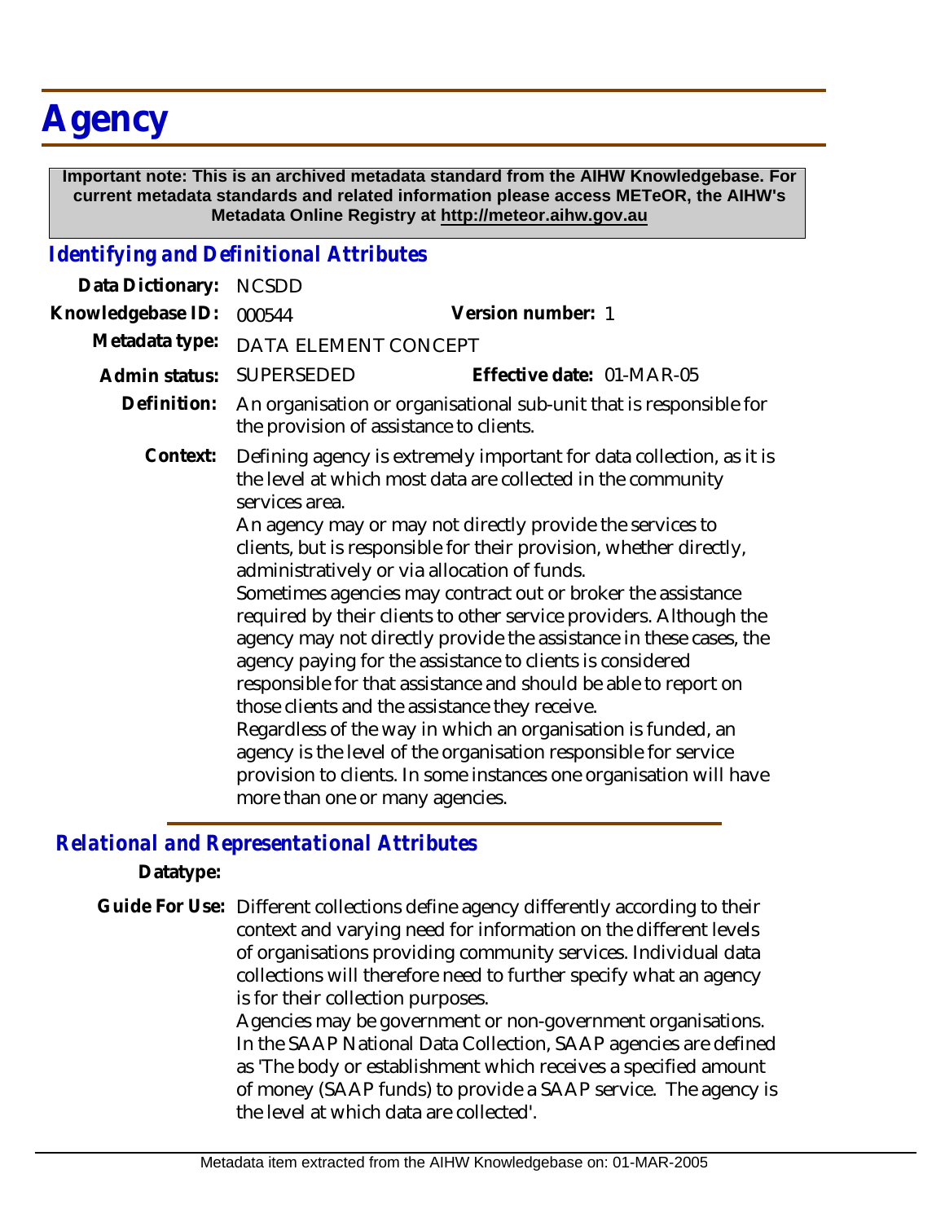# Agency

**Important note: This is an archived metadata standard from the AIHW Knowledgebase. For current metadata standards and related information please access METeOR, the AIHW's Metadata Online Registry at http://meteor.aihw.gov.au**

## *Identifying and Definitional Attributes*

**Data Dictionary:** NCSDD

**Knowledgebase ID:** 000544 **Version number:** 1

**Metadata type:** DATA ELEMENT CONCEPT

**Admin status:** SUPERSEDED **Effective date:** 01-MAR-05

**Definition:** An organisation or organisational sub-unit that is responsible for the provision of assistance to clients.

**Context:** Defining agency is extremely important for data collection, as it is the level at which most data are collected in the community services area.
An agency may or may not directly provide the services to clients, but is responsible for their provision, whether directly, administratively or via allocation of funds.
Sometimes agencies may contract out or broker the assistance required by their clients to other service providers. Although the agency may not directly provide the assistance in these cases, the agency paying for the assistance to clients is considered responsible for that assistance and should be able to report on those clients and the assistance they receive.
Regardless of the way in which an organisation is funded, an agency is the level of the organisation responsible for service provision to clients. In some instances one organisation will have more than one or many agencies.

## *Relational and Representational Attributes*

**Datatype:**

**Guide For Use:** Different collections define agency differently according to their context and varying need for information on the different levels of organisations providing community services. Individual data collections will therefore need to further specify what an agency is for their collection purposes.
Agencies may be government or non-government organisations. In the SAAP National Data Collection, SAAP agencies are defined as 'The body or establishment which receives a specified amount of money (SAAP funds) to provide a SAAP service. The agency is the level at which data are collected'.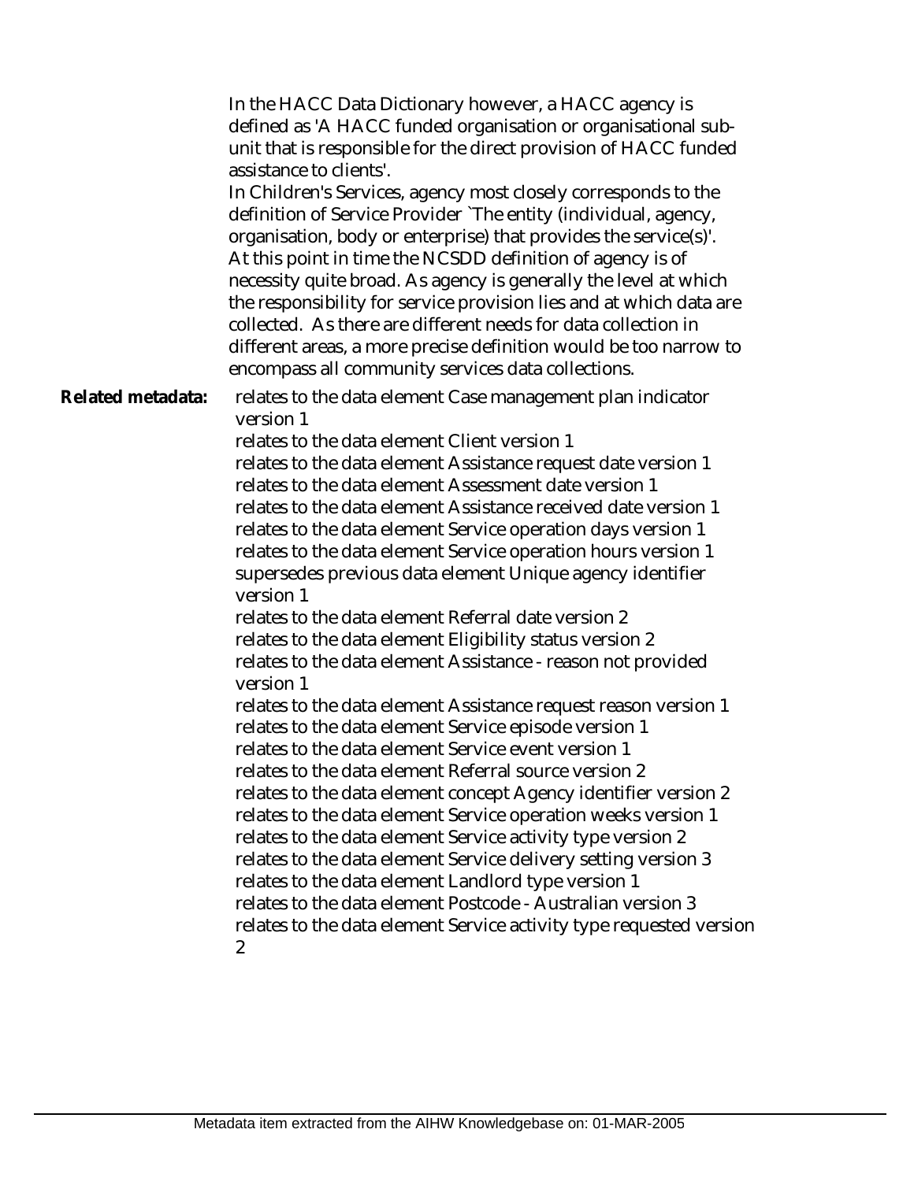In the HACC Data Dictionary however, a HACC agency is defined as 'A HACC funded organisation or organisational sub-unit that is responsible for the direct provision of HACC funded assistance to clients'.

In Children's Services, agency most closely corresponds to the definition of Service Provider `The entity (individual, agency, organisation, body or enterprise) that provides the service(s)'.

At this point in time the NCSDD definition of agency is of necessity quite broad. As agency is generally the level at which the responsibility for service provision lies and at which data are collected. As there are different needs for data collection in different areas, a more precise definition would be too narrow to encompass all community services data collections.

**Related metadata:**

relates to the data element Case management plan indicator version 1
relates to the data element Client version 1
relates to the data element Assistance request date version 1
relates to the data element Assessment date version 1
relates to the data element Assistance received date version 1
relates to the data element Service operation days version 1
relates to the data element Service operation hours version 1
supersedes previous data element Unique agency identifier version 1
relates to the data element Referral date version 2
relates to the data element Eligibility status version 2
relates to the data element Assistance - reason not provided version 1
relates to the data element Assistance request reason version 1
relates to the data element Service episode version 1
relates to the data element Service event version 1
relates to the data element Referral source version 2
relates to the data element concept Agency identifier version 2
relates to the data element Service operation weeks version 1
relates to the data element Service activity type version 2
relates to the data element Service delivery setting version 3
relates to the data element Landlord type version 1
relates to the data element Postcode - Australian version 3
relates to the data element Service activity type requested version 2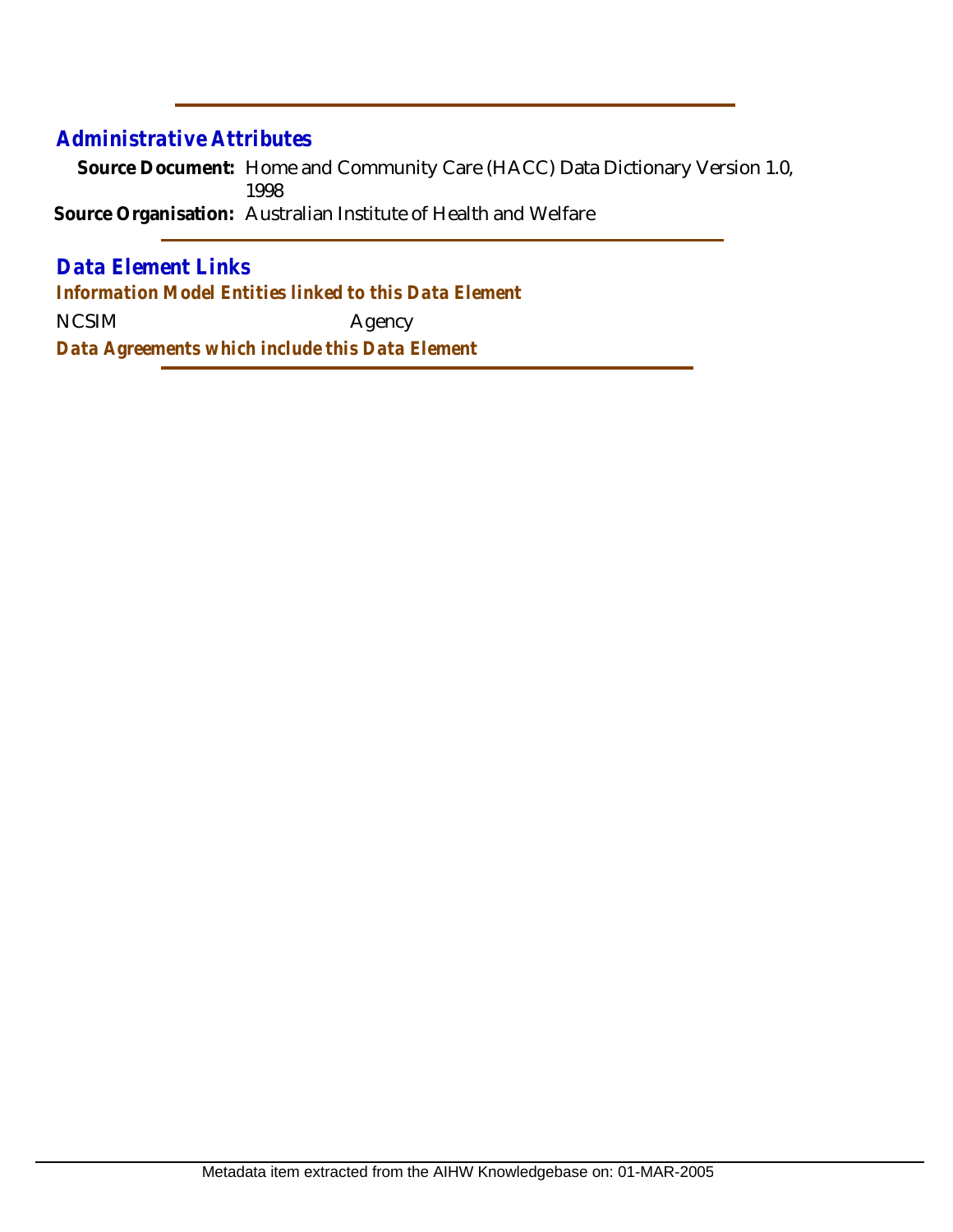## Administrative Attributes

**Source Document:** Home and Community Care (HACC) Data Dictionary Version 1.0, 1998

**Source Organisation:** Australian Institute of Health and Welfare

## Data Element Links

### *Information Model Entities linked to this Data Element*

| | |
|---|---|
| NCSIM | Agency |

### *Data Agreements which include this Data Element*

Metadata item extracted from the AIHW Knowledgebase on: 01-MAR-2005